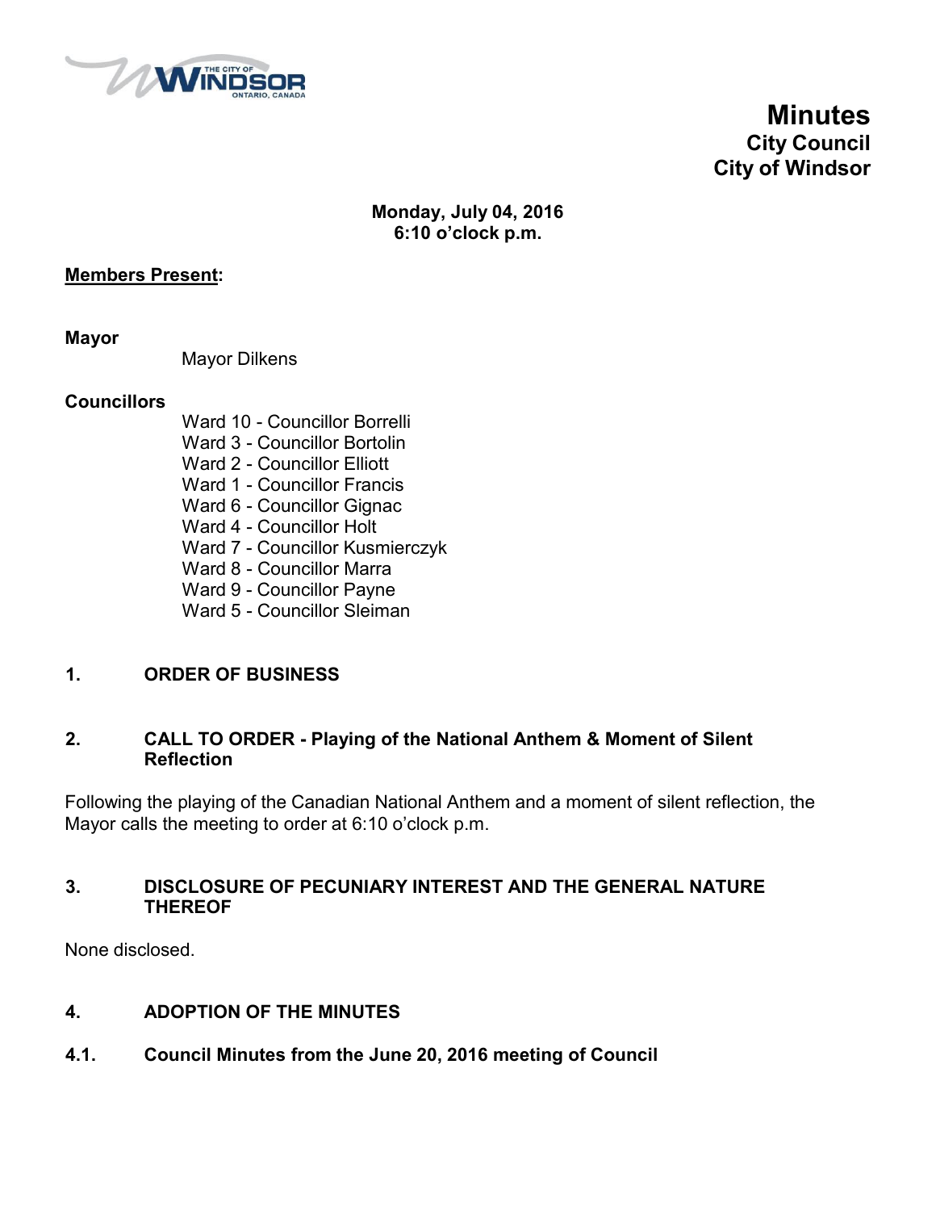# Minutes
## City Council
## City of Windsor

**Monday, July 04, 2016**
**6:10 o'clock p.m.**

**Members Present:**

**Mayor**

Mayor Dilkens

**Councillors**

Ward 10 - Councillor Borrelli
Ward 3 - Councillor Bortolin
Ward 2 - Councillor Elliott
Ward 1 - Councillor Francis
Ward 6 - Councillor Gignac
Ward 4 - Councillor Holt
Ward 7 - Councillor Kusmierczyk
Ward 8 - Councillor Marra
Ward 9 - Councillor Payne
Ward 5 - Councillor Sleiman

## 1. ORDER OF BUSINESS

## 2. CALL TO ORDER - Playing of the National Anthem & Moment of Silent Reflection

Following the playing of the Canadian National Anthem and a moment of silent reflection, the Mayor calls the meeting to order at 6:10 o'clock p.m.

## 3. DISCLOSURE OF PECUNIARY INTEREST AND THE GENERAL NATURE THEREOF

None disclosed.

## 4. ADOPTION OF THE MINUTES

### 4.1. Council Minutes from the June 20, 2016 meeting of Council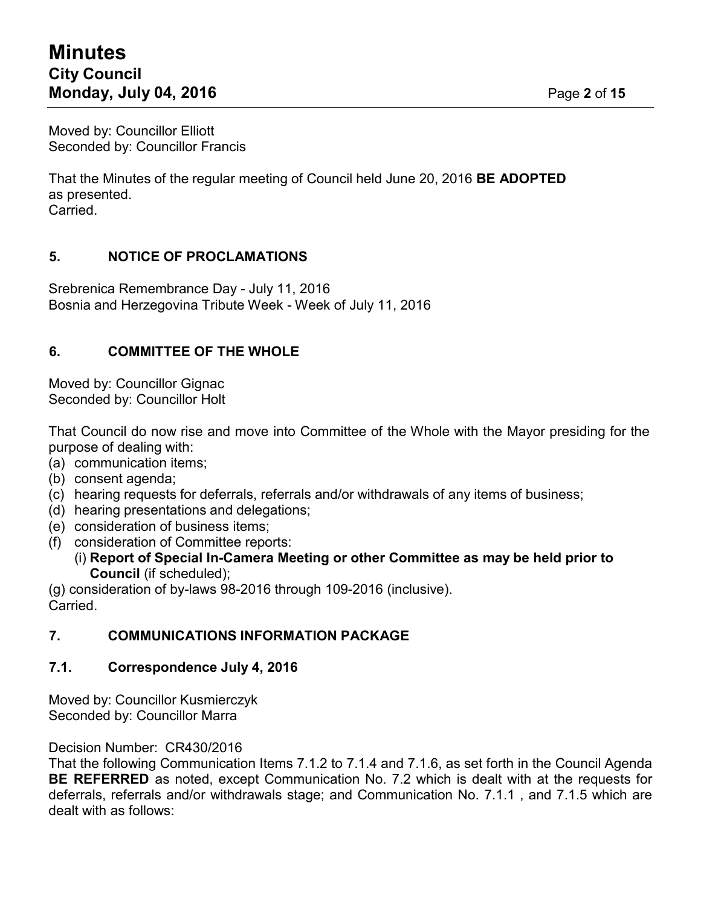Moved by: Councillor Elliott
Seconded by: Councillor Francis

That the Minutes of the regular meeting of Council held June 20, 2016 **BE ADOPTED** as presented.
Carried.

## 5. NOTICE OF PROCLAMATIONS

Srebrenica Remembrance Day - July 11, 2016
Bosnia and Herzegovina Tribute Week - Week of July 11, 2016

## 6. COMMITTEE OF THE WHOLE

Moved by: Councillor Gignac
Seconded by: Councillor Holt

That Council do now rise and move into Committee of the Whole with the Mayor presiding for the purpose of dealing with:

(a) communication items;
(b) consent agenda;
(c) hearing requests for deferrals, referrals and/or withdrawals of any items of business;
(d) hearing presentations and delegations;
(e) consideration of business items;
(f) consideration of Committee reports:
    (i) **Report of Special In-Camera Meeting or other Committee as may be held prior to Council** (if scheduled);
(g) consideration of by-laws 98-2016 through 109-2016 (inclusive).

Carried.

## 7. COMMUNICATIONS INFORMATION PACKAGE

### 7.1. Correspondence July 4, 2016

Moved by: Councillor Kusmierczyk
Seconded by: Councillor Marra

Decision Number: CR430/2016
That the following Communication Items 7.1.2 to 7.1.4 and 7.1.6, as set forth in the Council Agenda **BE REFERRED** as noted, except Communication No. 7.2 which is dealt with at the requests for deferrals, referrals and/or withdrawals stage; and Communication No. 7.1.1 , and 7.1.5 which are dealt with as follows: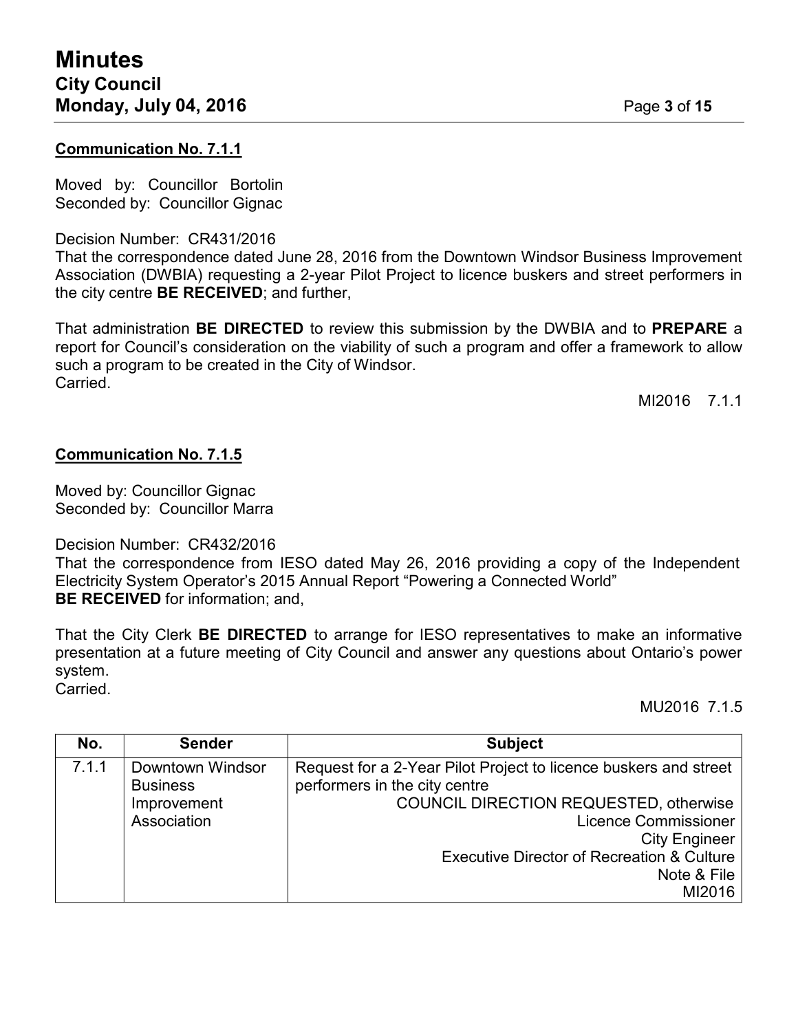**Communication No. 7.1.1**

Moved by: Councillor Bortolin
Seconded by: Councillor Gignac

Decision Number: CR431/2016
That the correspondence dated June 28, 2016 from the Downtown Windsor Business Improvement Association (DWBIA) requesting a 2-year Pilot Project to licence buskers and street performers in the city centre **BE RECEIVED**; and further,

That administration **BE DIRECTED** to review this submission by the DWBIA and to **PREPARE** a report for Council's consideration on the viability of such a program and offer a framework to allow such a program to be created in the City of Windsor.
Carried.

MI2016 7.1.1

**Communication No. 7.1.5**

Moved by: Councillor Gignac
Seconded by: Councillor Marra

Decision Number: CR432/2016
That the correspondence from IESO dated May 26, 2016 providing a copy of the Independent Electricity System Operator's 2015 Annual Report "Powering a Connected World"
**BE RECEIVED** for information; and,

That the City Clerk **BE DIRECTED** to arrange for IESO representatives to make an informative presentation at a future meeting of City Council and answer any questions about Ontario's power system.
Carried.

MU2016 7.1.5

| No. | Sender | Subject |
|---|---|---|
| 7.1.1 | Downtown Windsor Business Improvement Association | Request for a 2-Year Pilot Project to licence buskers and street performers in the city centre<br>COUNCIL DIRECTION REQUESTED, otherwise<br>Licence Commissioner<br>City Engineer<br>Executive Director of Recreation & Culture<br>Note & File<br>MI2016 |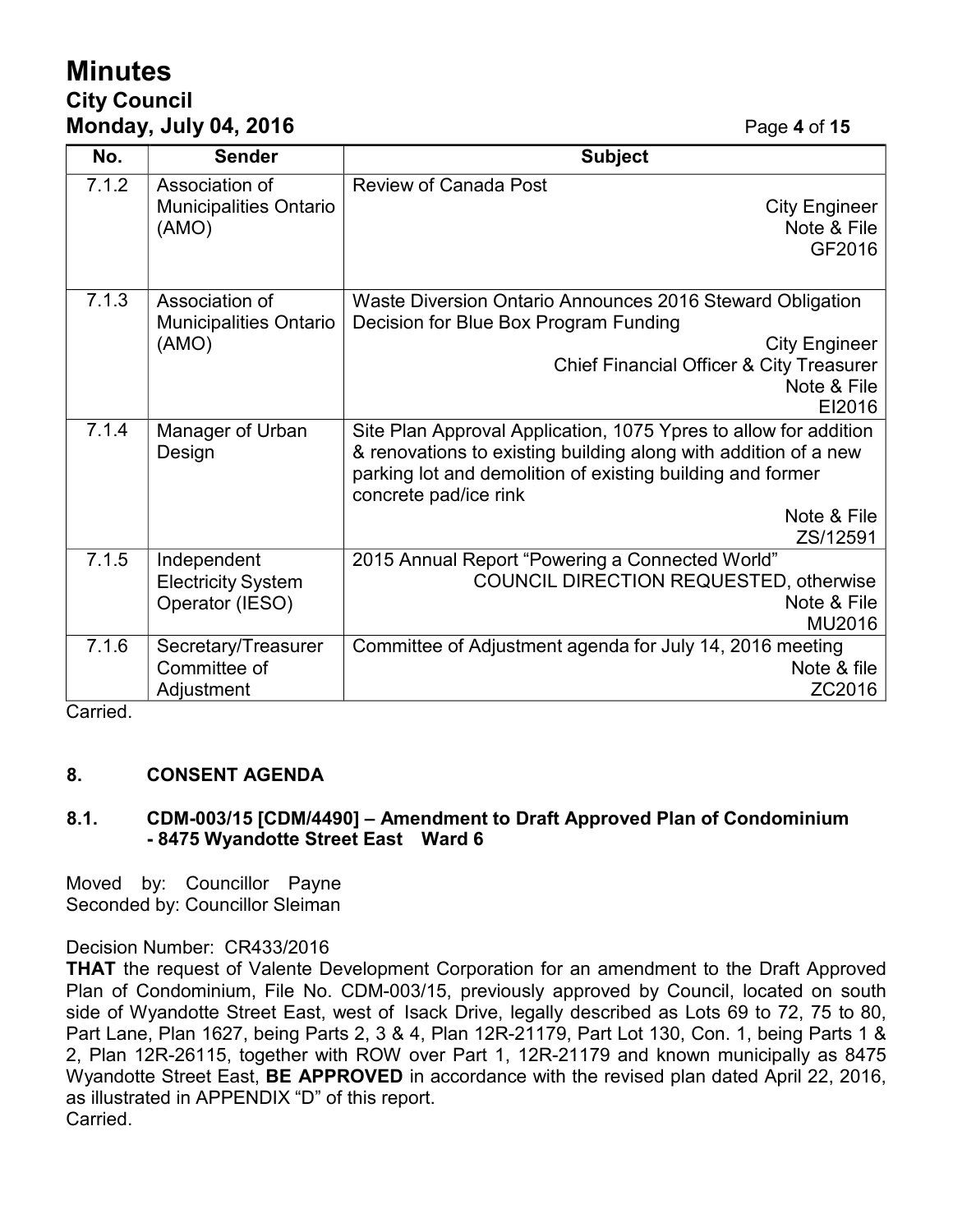| No. | Sender | Subject |
| --- | --- | --- |
| 7.1.2 | Association of Municipalities Ontario (AMO) | Review of Canada Post<br>City Engineer<br>Note & File<br>GF2016 |
| 7.1.3 | Association of Municipalities Ontario (AMO) | Waste Diversion Ontario Announces 2016 Steward Obligation Decision for Blue Box Program Funding<br>City Engineer<br>Chief Financial Officer & City Treasurer<br>Note & File<br>EI2016 |
| 7.1.4 | Manager of Urban Design | Site Plan Approval Application, 1075 Ypres to allow for addition & renovations to existing building along with addition of a new parking lot and demolition of existing building and former concrete pad/ice rink<br>Note & File<br>ZS/12591 |
| 7.1.5 | Independent Electricity System Operator (IESO) | 2015 Annual Report "Powering a Connected World"<br>COUNCIL DIRECTION REQUESTED, otherwise<br>Note & File<br>MU2016 |
| 7.1.6 | Secretary/Treasurer Committee of Adjustment | Committee of Adjustment agenda for July 14, 2016 meeting<br>Note & file<br>ZC2016 |

Carried.

## 8. CONSENT AGENDA

### 8.1. CDM-003/15 [CDM/4490] – Amendment to Draft Approved Plan of Condominium - 8475 Wyandotte Street East Ward 6

Moved by: Councillor Payne
Seconded by: Councillor Sleiman

Decision Number: CR433/2016
**THAT** the request of Valente Development Corporation for an amendment to the Draft Approved Plan of Condominium, File No. CDM-003/15, previously approved by Council, located on south side of Wyandotte Street East, west of Isack Drive, legally described as Lots 69 to 72, 75 to 80, Part Lane, Plan 1627, being Parts 2, 3 & 4, Plan 12R-21179, Part Lot 130, Con. 1, being Parts 1 & 2, Plan 12R-26115, together with ROW over Part 1, 12R-21179 and known municipally as 8475 Wyandotte Street East, **BE APPROVED** in accordance with the revised plan dated April 22, 2016, as illustrated in APPENDIX "D" of this report.
Carried.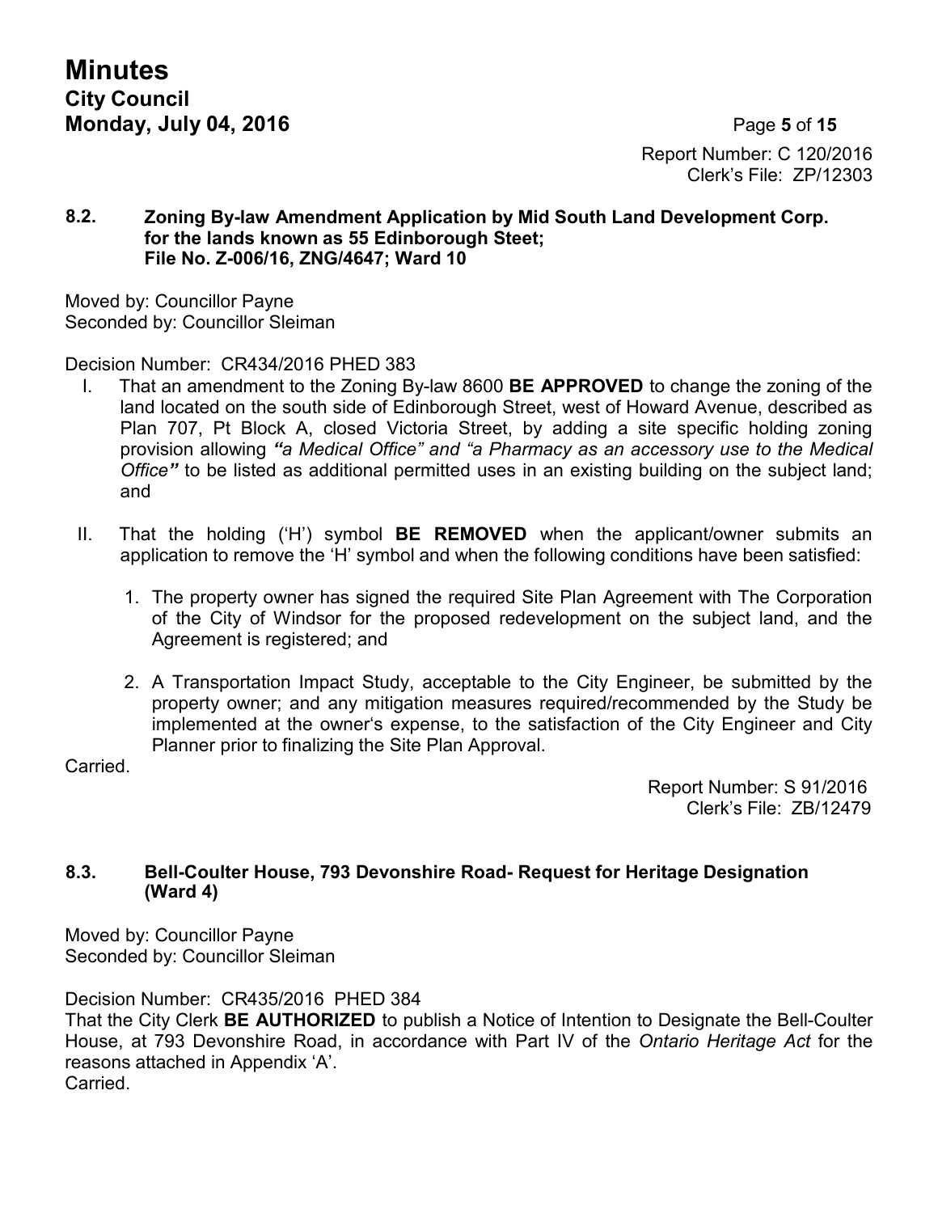Report Number: C 120/2016
Clerk's File: ZP/12303

### 8.2. Zoning By-law Amendment Application by Mid South Land Development Corp. for the lands known as 55 Edinborough Steet; File No. Z-006/16, ZNG/4647; Ward 10

Moved by: Councillor Payne
Seconded by: Councillor Sleiman

Decision Number: CR434/2016 PHED 383

I. That an amendment to the Zoning By-law 8600 **BE APPROVED** to change the zoning of the land located on the south side of Edinborough Street, west of Howard Avenue, described as Plan 707, Pt Block A, closed Victoria Street, by adding a site specific holding zoning provision allowing ***"a Medical Office" and "a Pharmacy as an accessory use to the Medical Office"*** to be listed as additional permitted uses in an existing building on the subject land; and

II. That the holding ('H') symbol **BE REMOVED** when the applicant/owner submits an application to remove the 'H' symbol and when the following conditions have been satisfied:

1. The property owner has signed the required Site Plan Agreement with The Corporation of the City of Windsor for the proposed redevelopment on the subject land, and the Agreement is registered; and

2. A Transportation Impact Study, acceptable to the City Engineer, be submitted by the property owner; and any mitigation measures required/recommended by the Study be implemented at the owner's expense, to the satisfaction of the City Engineer and City Planner prior to finalizing the Site Plan Approval.

Carried.

Report Number: S 91/2016
Clerk's File: ZB/12479

### 8.3. Bell-Coulter House, 793 Devonshire Road- Request for Heritage Designation (Ward 4)

Moved by: Councillor Payne
Seconded by: Councillor Sleiman

Decision Number: CR435/2016 PHED 384
That the City Clerk **BE AUTHORIZED** to publish a Notice of Intention to Designate the Bell-Coulter House, at 793 Devonshire Road, in accordance with Part IV of the *Ontario Heritage Act* for the reasons attached in Appendix 'A'.
Carried.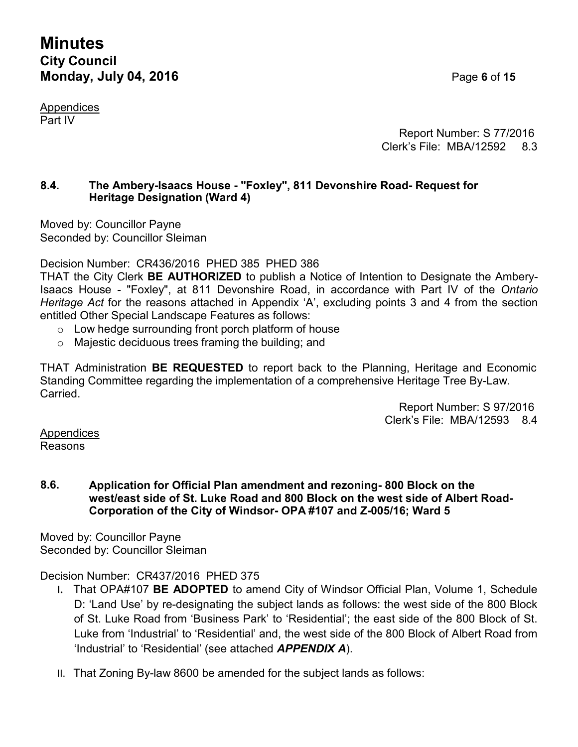Appendices
Part IV

Report Number: S 77/2016
Clerk's File: MBA/12592 8.3

### 8.4. The Ambery-Isaacs House - "Foxley", 811 Devonshire Road- Request for Heritage Designation (Ward 4)

Moved by: Councillor Payne
Seconded by: Councillor Sleiman

Decision Number: CR436/2016 PHED 385 PHED 386
THAT the City Clerk **BE AUTHORIZED** to publish a Notice of Intention to Designate the Ambery-Isaacs House - "Foxley", at 811 Devonshire Road, in accordance with Part IV of the *Ontario Heritage Act* for the reasons attached in Appendix 'A', excluding points 3 and 4 from the section entitled Other Special Landscape Features as follows:

- Low hedge surrounding front porch platform of house
- Majestic deciduous trees framing the building; and

THAT Administration **BE REQUESTED** to report back to the Planning, Heritage and Economic Standing Committee regarding the implementation of a comprehensive Heritage Tree By-Law.
Carried.

Report Number: S 97/2016
Clerk's File: MBA/12593 8.4

Appendices
Reasons

### 8.6. Application for Official Plan amendment and rezoning- 800 Block on the west/east side of St. Luke Road and 800 Block on the west side of Albert Road- Corporation of the City of Windsor- OPA #107 and Z-005/16; Ward 5

Moved by: Councillor Payne
Seconded by: Councillor Sleiman

Decision Number: CR437/2016 PHED 375

I. That OPA#107 **BE ADOPTED** to amend City of Windsor Official Plan, Volume 1, Schedule D: 'Land Use' by re-designating the subject lands as follows: the west side of the 800 Block of St. Luke Road from 'Business Park' to 'Residential'; the east side of the 800 Block of St. Luke from 'Industrial' to 'Residential' and, the west side of the 800 Block of Albert Road from 'Industrial' to 'Residential' (see attached ***APPENDIX A***).

II. That Zoning By-law 8600 be amended for the subject lands as follows: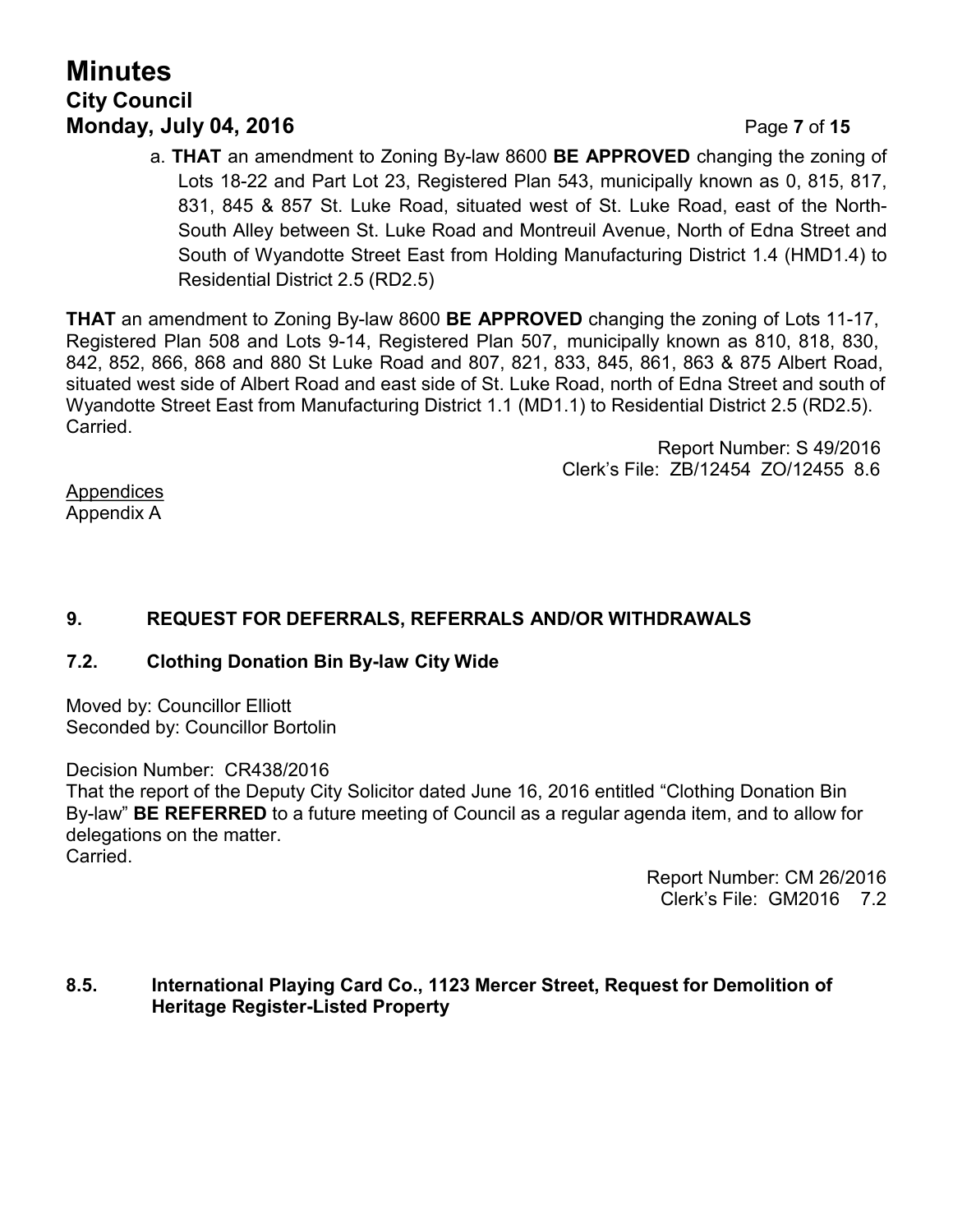a. **THAT** an amendment to Zoning By-law 8600 **BE APPROVED** changing the zoning of Lots 18-22 and Part Lot 23, Registered Plan 543, municipally known as 0, 815, 817, 831, 845 & 857 St. Luke Road, situated west of St. Luke Road, east of the North-South Alley between St. Luke Road and Montreuil Avenue, North of Edna Street and South of Wyandotte Street East from Holding Manufacturing District 1.4 (HMD1.4) to Residential District 2.5 (RD2.5)

**THAT** an amendment to Zoning By-law 8600 **BE APPROVED** changing the zoning of Lots 11-17, Registered Plan 508 and Lots 9-14, Registered Plan 507, municipally known as 810, 818, 830, 842, 852, 866, 868 and 880 St Luke Road and 807, 821, 833, 845, 861, 863 & 875 Albert Road, situated west side of Albert Road and east side of St. Luke Road, north of Edna Street and south of Wyandotte Street East from Manufacturing District 1.1 (MD1.1) to Residential District 2.5 (RD2.5).
Carried.

Report Number: S 49/2016
Clerk's File: ZB/12454 ZO/12455 8.6

Appendices
Appendix A

## 9. REQUEST FOR DEFERRALS, REFERRALS AND/OR WITHDRAWALS

### 7.2. Clothing Donation Bin By-law City Wide

Moved by: Councillor Elliott
Seconded by: Councillor Bortolin

Decision Number: CR438/2016
That the report of the Deputy City Solicitor dated June 16, 2016 entitled "Clothing Donation Bin By-law" **BE REFERRED** to a future meeting of Council as a regular agenda item, and to allow for delegations on the matter.
Carried.

Report Number: CM 26/2016
Clerk's File: GM2016 7.2

### 8.5. International Playing Card Co., 1123 Mercer Street, Request for Demolition of Heritage Register-Listed Property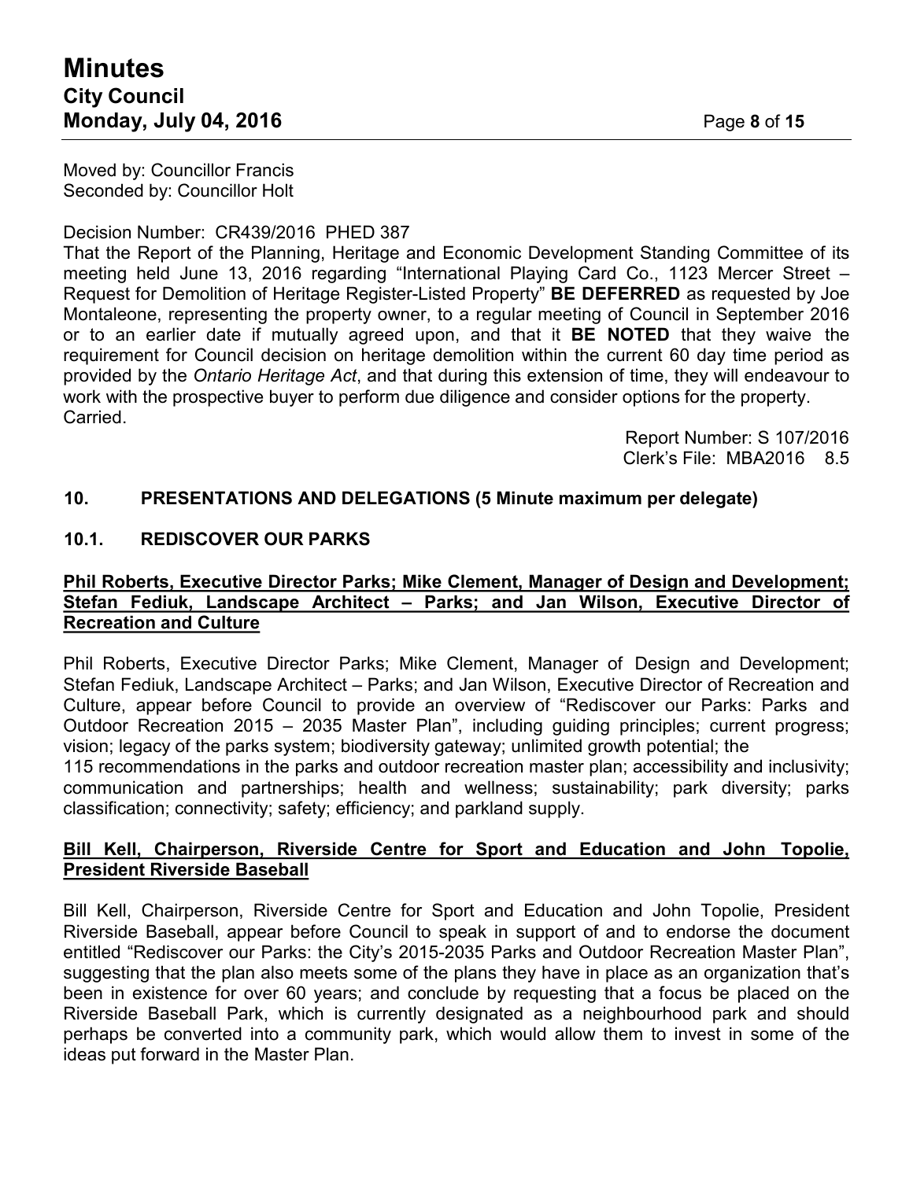Moved by: Councillor Francis
Seconded by: Councillor Holt

Decision Number: CR439/2016 PHED 387
That the Report of the Planning, Heritage and Economic Development Standing Committee of its meeting held June 13, 2016 regarding "International Playing Card Co., 1123 Mercer Street – Request for Demolition of Heritage Register-Listed Property" **BE DEFERRED** as requested by Joe Montaleone, representing the property owner, to a regular meeting of Council in September 2016 or to an earlier date if mutually agreed upon, and that it **BE NOTED** that they waive the requirement for Council decision on heritage demolition within the current 60 day time period as provided by the *Ontario Heritage Act*, and that during this extension of time, they will endeavour to work with the prospective buyer to perform due diligence and consider options for the property.
Carried.

Report Number: S 107/2016
Clerk's File: MBA2016 8.5

## 10. PRESENTATIONS AND DELEGATIONS (5 Minute maximum per delegate)

### 10.1. REDISCOVER OUR PARKS

**Phil Roberts, Executive Director Parks; Mike Clement, Manager of Design and Development; Stefan Fediuk, Landscape Architect – Parks; and Jan Wilson, Executive Director of Recreation and Culture**

Phil Roberts, Executive Director Parks; Mike Clement, Manager of Design and Development; Stefan Fediuk, Landscape Architect – Parks; and Jan Wilson, Executive Director of Recreation and Culture, appear before Council to provide an overview of "Rediscover our Parks: Parks and Outdoor Recreation 2015 – 2035 Master Plan", including guiding principles; current progress; vision; legacy of the parks system; biodiversity gateway; unlimited growth potential; the 115 recommendations in the parks and outdoor recreation master plan; accessibility and inclusivity; communication and partnerships; health and wellness; sustainability; park diversity; parks classification; connectivity; safety; efficiency; and parkland supply.

**Bill Kell, Chairperson, Riverside Centre for Sport and Education and John Topolie, President Riverside Baseball**

Bill Kell, Chairperson, Riverside Centre for Sport and Education and John Topolie, President Riverside Baseball, appear before Council to speak in support of and to endorse the document entitled "Rediscover our Parks: the City's 2015-2035 Parks and Outdoor Recreation Master Plan", suggesting that the plan also meets some of the plans they have in place as an organization that's been in existence for over 60 years; and conclude by requesting that a focus be placed on the Riverside Baseball Park, which is currently designated as a neighbourhood park and should perhaps be converted into a community park, which would allow them to invest in some of the ideas put forward in the Master Plan.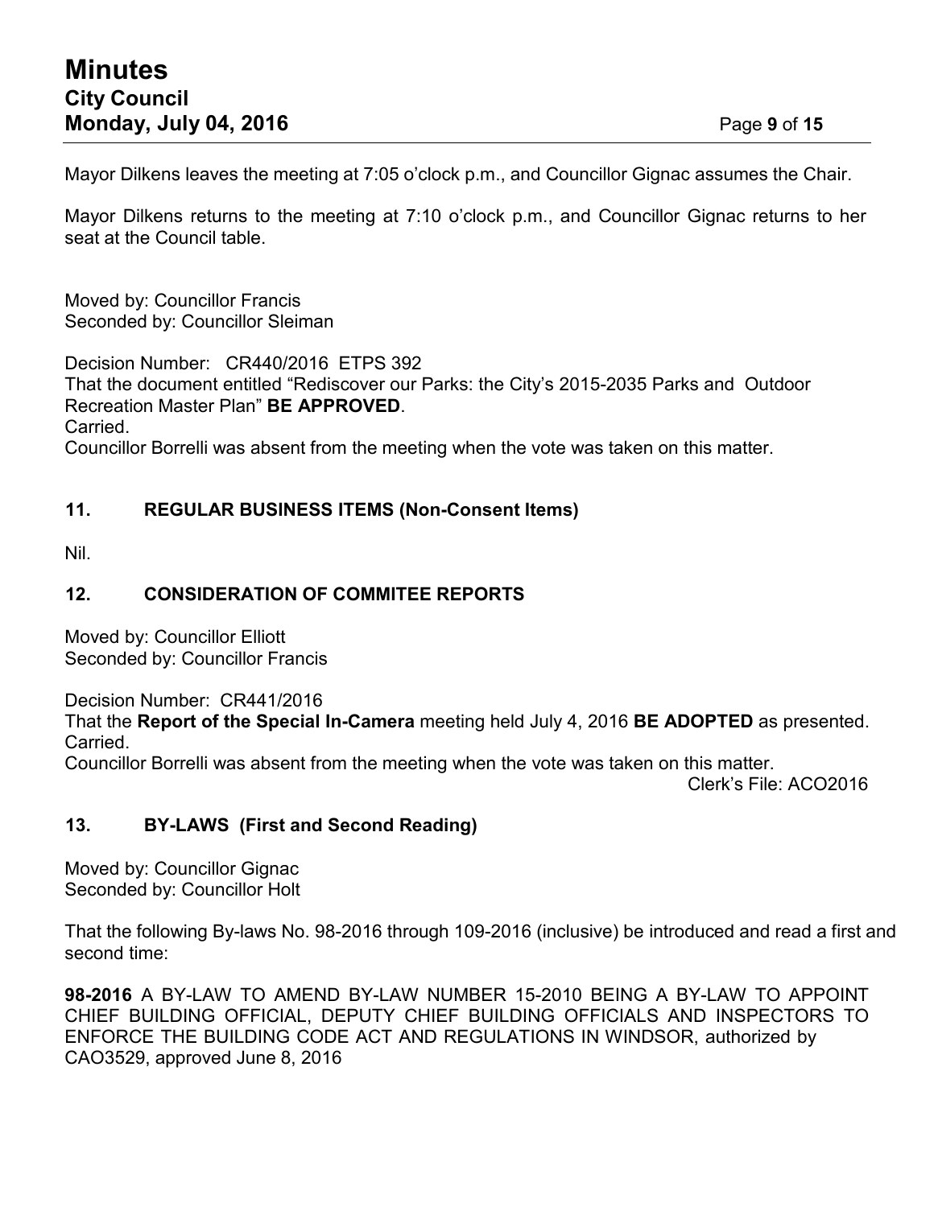Mayor Dilkens leaves the meeting at 7:05 o'clock p.m., and Councillor Gignac assumes the Chair.

Mayor Dilkens returns to the meeting at 7:10 o'clock p.m., and Councillor Gignac returns to her seat at the Council table.

Moved by: Councillor Francis
Seconded by: Councillor Sleiman

Decision Number: CR440/2016 ETPS 392
That the document entitled "Rediscover our Parks: the City's 2015-2035 Parks and Outdoor Recreation Master Plan" **BE APPROVED**.
Carried.
Councillor Borrelli was absent from the meeting when the vote was taken on this matter.

## 11. REGULAR BUSINESS ITEMS (Non-Consent Items)

Nil.

## 12. CONSIDERATION OF COMMITEE REPORTS

Moved by: Councillor Elliott
Seconded by: Councillor Francis

Decision Number: CR441/2016
That the **Report of the Special In-Camera** meeting held July 4, 2016 **BE ADOPTED** as presented.
Carried.
Councillor Borrelli was absent from the meeting when the vote was taken on this matter.

Clerk's File: ACO2016

## 13. BY-LAWS (First and Second Reading)

Moved by: Councillor Gignac
Seconded by: Councillor Holt

That the following By-laws No. 98-2016 through 109-2016 (inclusive) be introduced and read a first and second time:

**98-2016** A BY-LAW TO AMEND BY-LAW NUMBER 15-2010 BEING A BY-LAW TO APPOINT CHIEF BUILDING OFFICIAL, DEPUTY CHIEF BUILDING OFFICIALS AND INSPECTORS TO ENFORCE THE BUILDING CODE ACT AND REGULATIONS IN WINDSOR, authorized by CAO3529, approved June 8, 2016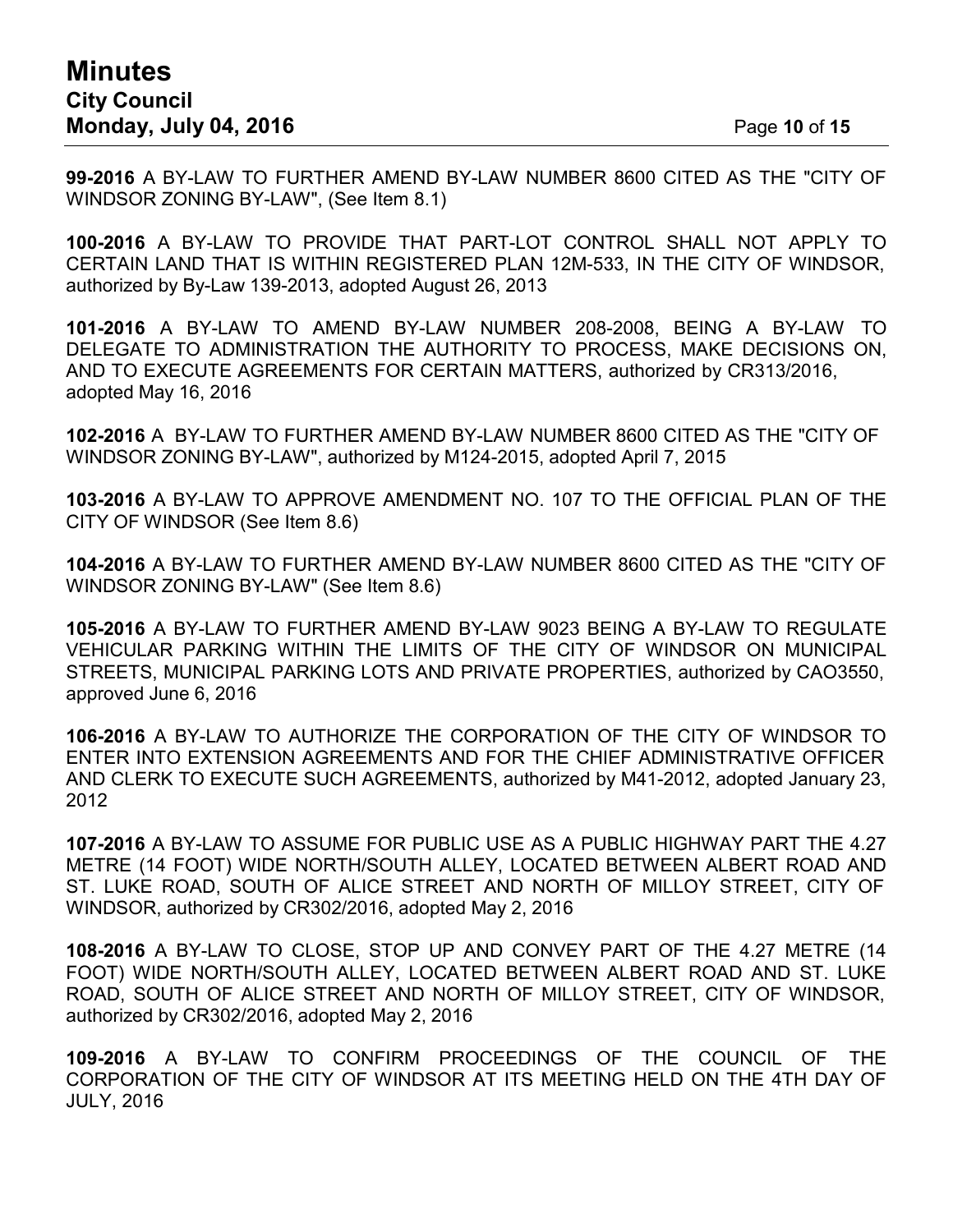**99-2016** A BY-LAW TO FURTHER AMEND BY-LAW NUMBER 8600 CITED AS THE "CITY OF WINDSOR ZONING BY-LAW", (See Item 8.1)

**100-2016** A BY-LAW TO PROVIDE THAT PART-LOT CONTROL SHALL NOT APPLY TO CERTAIN LAND THAT IS WITHIN REGISTERED PLAN 12M-533, IN THE CITY OF WINDSOR, authorized by By-Law 139-2013, adopted August 26, 2013

**101-2016** A BY-LAW TO AMEND BY-LAW NUMBER 208-2008, BEING A BY-LAW TO DELEGATE TO ADMINISTRATION THE AUTHORITY TO PROCESS, MAKE DECISIONS ON, AND TO EXECUTE AGREEMENTS FOR CERTAIN MATTERS, authorized by CR313/2016, adopted May 16, 2016

**102-2016** A BY-LAW TO FURTHER AMEND BY-LAW NUMBER 8600 CITED AS THE "CITY OF WINDSOR ZONING BY-LAW", authorized by M124-2015, adopted April 7, 2015

**103-2016** A BY-LAW TO APPROVE AMENDMENT NO. 107 TO THE OFFICIAL PLAN OF THE CITY OF WINDSOR (See Item 8.6)

**104-2016** A BY-LAW TO FURTHER AMEND BY-LAW NUMBER 8600 CITED AS THE "CITY OF WINDSOR ZONING BY-LAW" (See Item 8.6)

**105-2016** A BY-LAW TO FURTHER AMEND BY-LAW 9023 BEING A BY-LAW TO REGULATE VEHICULAR PARKING WITHIN THE LIMITS OF THE CITY OF WINDSOR ON MUNICIPAL STREETS, MUNICIPAL PARKING LOTS AND PRIVATE PROPERTIES, authorized by CAO3550, approved June 6, 2016

**106-2016** A BY-LAW TO AUTHORIZE THE CORPORATION OF THE CITY OF WINDSOR TO ENTER INTO EXTENSION AGREEMENTS AND FOR THE CHIEF ADMINISTRATIVE OFFICER AND CLERK TO EXECUTE SUCH AGREEMENTS, authorized by M41-2012, adopted January 23, 2012

**107-2016** A BY-LAW TO ASSUME FOR PUBLIC USE AS A PUBLIC HIGHWAY PART THE 4.27 METRE (14 FOOT) WIDE NORTH/SOUTH ALLEY, LOCATED BETWEEN ALBERT ROAD AND ST. LUKE ROAD, SOUTH OF ALICE STREET AND NORTH OF MILLOY STREET, CITY OF WINDSOR, authorized by CR302/2016, adopted May 2, 2016

**108-2016** A BY-LAW TO CLOSE, STOP UP AND CONVEY PART OF THE 4.27 METRE (14 FOOT) WIDE NORTH/SOUTH ALLEY, LOCATED BETWEEN ALBERT ROAD AND ST. LUKE ROAD, SOUTH OF ALICE STREET AND NORTH OF MILLOY STREET, CITY OF WINDSOR, authorized by CR302/2016, adopted May 2, 2016

**109-2016** A BY-LAW TO CONFIRM PROCEEDINGS OF THE COUNCIL OF THE CORPORATION OF THE CITY OF WINDSOR AT ITS MEETING HELD ON THE 4TH DAY OF JULY, 2016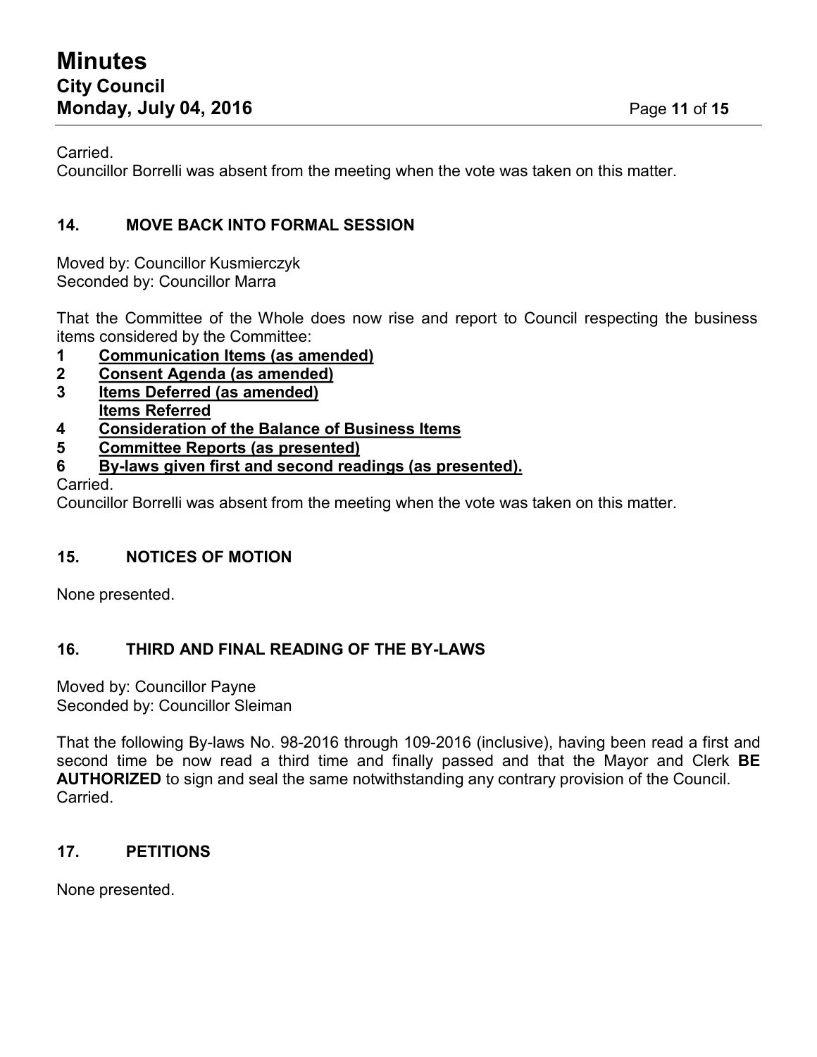Carried.
Councillor Borrelli was absent from the meeting when the vote was taken on this matter.

## 14. MOVE BACK INTO FORMAL SESSION

Moved by: Councillor Kusmierczyk
Seconded by: Councillor Marra

That the Committee of the Whole does now rise and report to Council respecting the business items considered by the Committee:

1 **Communication Items (as amended)**
2 **Consent Agenda (as amended)**
3 **Items Deferred (as amended)**
   **Items Referred**
4 **Consideration of the Balance of Business Items**
5 **Committee Reports (as presented)**
6 **By-laws given first and second readings (as presented).**

Carried.
Councillor Borrelli was absent from the meeting when the vote was taken on this matter.

## 15. NOTICES OF MOTION

None presented.

## 16. THIRD AND FINAL READING OF THE BY-LAWS

Moved by: Councillor Payne
Seconded by: Councillor Sleiman

That the following By-laws No. 98-2016 through 109-2016 (inclusive), having been read a first and second time be now read a third time and finally passed and that the Mayor and Clerk **BE AUTHORIZED** to sign and seal the same notwithstanding any contrary provision of the Council.
Carried.

## 17. PETITIONS

None presented.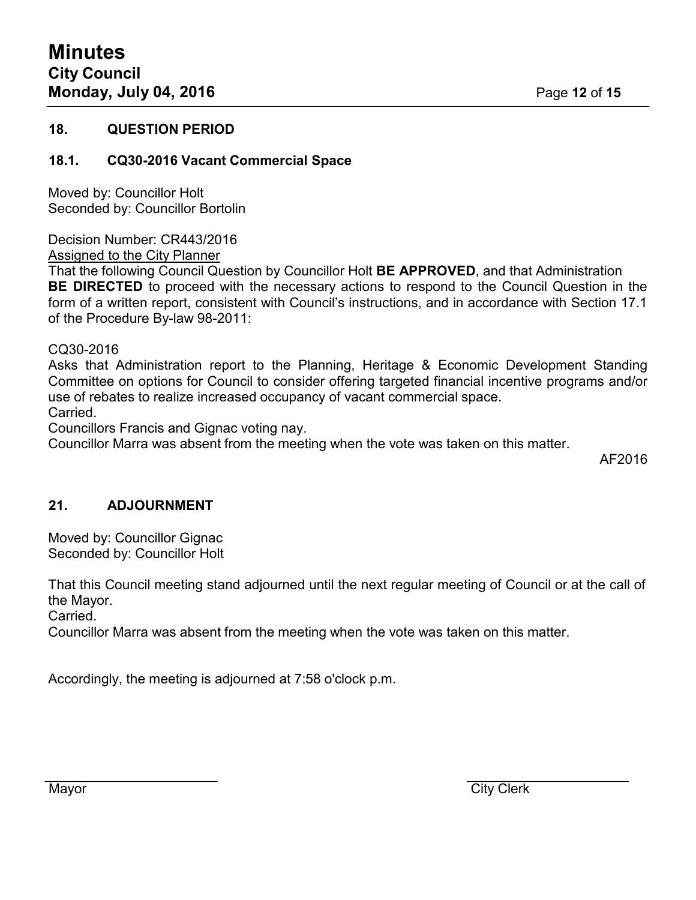## 18. QUESTION PERIOD

### 18.1. CQ30-2016 Vacant Commercial Space

Moved by: Councillor Holt
Seconded by: Councillor Bortolin

Decision Number: CR443/2016
Assigned to the City Planner
That the following Council Question by Councillor Holt **BE APPROVED**, and that Administration **BE DIRECTED** to proceed with the necessary actions to respond to the Council Question in the form of a written report, consistent with Council's instructions, and in accordance with Section 17.1 of the Procedure By-law 98-2011:

CQ30-2016
Asks that Administration report to the Planning, Heritage & Economic Development Standing Committee on options for Council to consider offering targeted financial incentive programs and/or use of rebates to realize increased occupancy of vacant commercial space.
Carried.
Councillors Francis and Gignac voting nay.
Councillor Marra was absent from the meeting when the vote was taken on this matter.

AF2016

## 21. ADJOURNMENT

Moved by: Councillor Gignac
Seconded by: Councillor Holt

That this Council meeting stand adjourned until the next regular meeting of Council or at the call of the Mayor.
Carried.
Councillor Marra was absent from the meeting when the vote was taken on this matter.

Accordingly, the meeting is adjourned at 7:58 o'clock p.m.

Mayor

City Clerk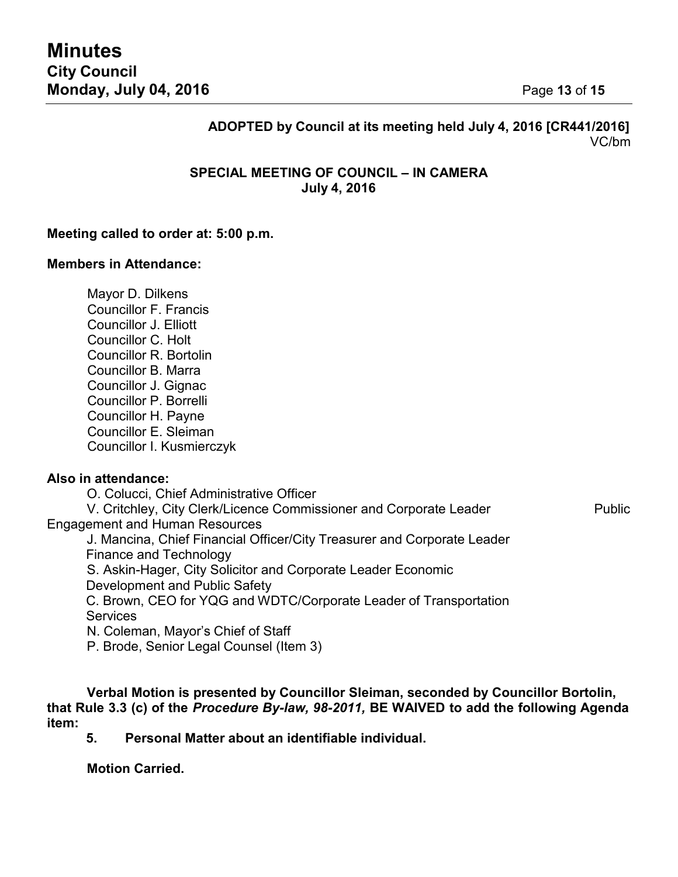**ADOPTED by Council at its meeting held July 4, 2016 [CR441/2016]**
VC/bm

**SPECIAL MEETING OF COUNCIL – IN CAMERA**
**July 4, 2016**

**Meeting called to order at: 5:00 p.m.**

**Members in Attendance:**

Mayor D. Dilkens
Councillor F. Francis
Councillor J. Elliott
Councillor C. Holt
Councillor R. Bortolin
Councillor B. Marra
Councillor J. Gignac
Councillor P. Borrelli
Councillor H. Payne
Councillor E. Sleiman
Councillor I. Kusmierczyk

**Also in attendance:**

O. Colucci, Chief Administrative Officer
V. Critchley, City Clerk/Licence Commissioner and Corporate Leader Public Engagement and Human Resources
J. Mancina, Chief Financial Officer/City Treasurer and Corporate Leader Finance and Technology
S. Askin-Hager, City Solicitor and Corporate Leader Economic Development and Public Safety
C. Brown, CEO for YQG and WDTC/Corporate Leader of Transportation Services
N. Coleman, Mayor's Chief of Staff
P. Brode, Senior Legal Counsel (Item 3)

**Verbal Motion is presented by Councillor Sleiman, seconded by Councillor Bortolin, that Rule 3.3 (c) of the *Procedure By-law, 98-2011,* BE WAIVED to add the following Agenda item:**

**5. Personal Matter about an identifiable individual.**

**Motion Carried.**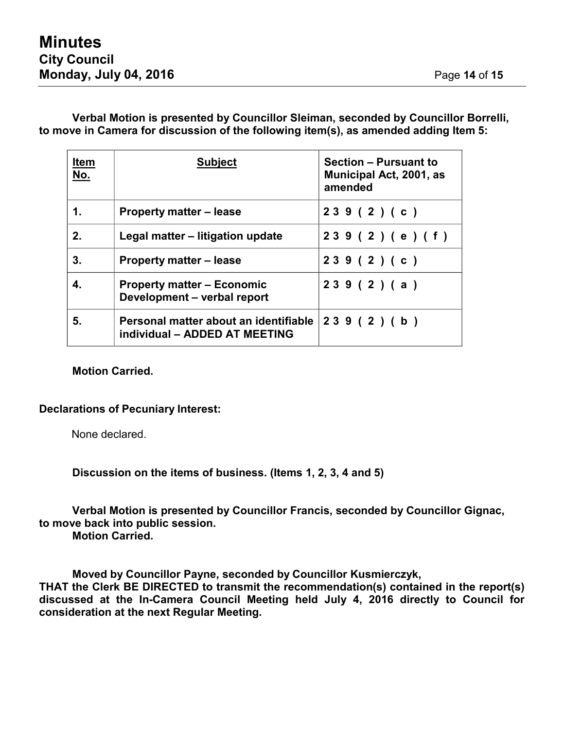**Verbal Motion is presented by Councillor Sleiman, seconded by Councillor Borrelli, to move in Camera for discussion of the following item(s), as amended adding Item 5:**

| Item No. | Subject | Section – Pursuant to Municipal Act, 2001, as amended |
|---|---|---|
| 1. | Property matter – lease | 239(2)(c) |
| 2. | Legal matter – litigation update | 239(2)(e)(f) |
| 3. | Property matter – lease | 239(2)(c) |
| 4. | Property matter – Economic Development – verbal report | 239(2)(a) |
| 5. | Personal matter about an identifiable individual – ADDED AT MEETING | 239(2)(b) |

**Motion Carried.**

**Declarations of Pecuniary Interest:**

None declared.

**Discussion on the items of business. (Items 1, 2, 3, 4 and 5)**

**Verbal Motion is presented by Councillor Francis, seconded by Councillor Gignac, to move back into public session.**
**Motion Carried.**

**Moved by Councillor Payne, seconded by Councillor Kusmierczyk,**
**THAT the Clerk BE DIRECTED to transmit the recommendation(s) contained in the report(s) discussed at the In-Camera Council Meeting held July 4, 2016 directly to Council for consideration at the next Regular Meeting.**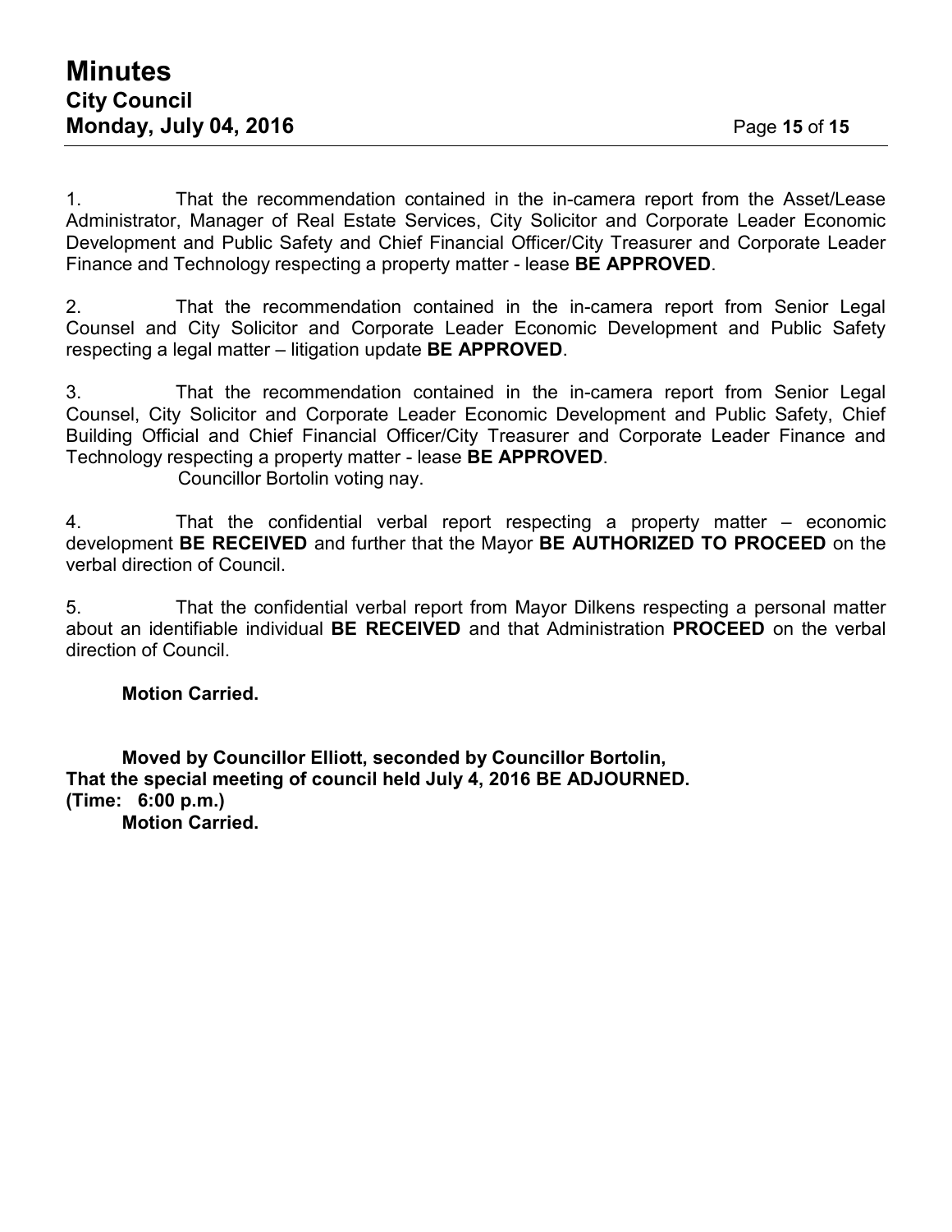1. That the recommendation contained in the in-camera report from the Asset/Lease Administrator, Manager of Real Estate Services, City Solicitor and Corporate Leader Economic Development and Public Safety and Chief Financial Officer/City Treasurer and Corporate Leader Finance and Technology respecting a property matter - lease **BE APPROVED**.

2. That the recommendation contained in the in-camera report from Senior Legal Counsel and City Solicitor and Corporate Leader Economic Development and Public Safety respecting a legal matter – litigation update **BE APPROVED**.

3. That the recommendation contained in the in-camera report from Senior Legal Counsel, City Solicitor and Corporate Leader Economic Development and Public Safety, Chief Building Official and Chief Financial Officer/City Treasurer and Corporate Leader Finance and Technology respecting a property matter - lease **BE APPROVED**.
   Councillor Bortolin voting nay.

4. That the confidential verbal report respecting a property matter – economic development **BE RECEIVED** and further that the Mayor **BE AUTHORIZED TO PROCEED** on the verbal direction of Council.

5. That the confidential verbal report from Mayor Dilkens respecting a personal matter about an identifiable individual **BE RECEIVED** and that Administration **PROCEED** on the verbal direction of Council.

**Motion Carried.**

**Moved by Councillor Elliott, seconded by Councillor Bortolin,**
**That the special meeting of council held July 4, 2016 BE ADJOURNED.**
**(Time: 6:00 p.m.)**
**Motion Carried.**